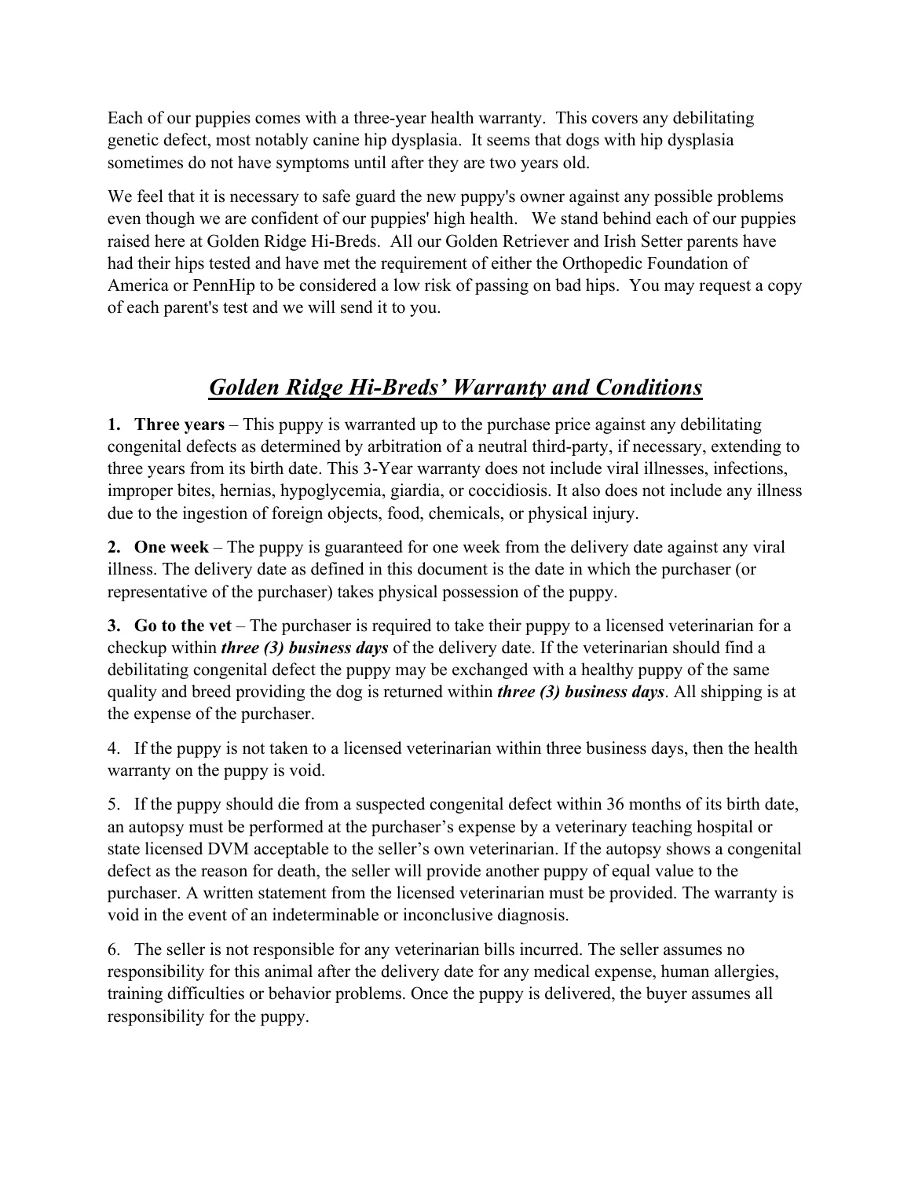Each of our puppies comes with a three-year health warranty. This covers any debilitating genetic defect, most notably canine hip dysplasia. It seems that dogs with hip dysplasia sometimes do not have symptoms until after they are two years old.

We feel that it is necessary to safe guard the new puppy's owner against any possible problems even though we are confident of our puppies' high health. We stand behind each of our puppies raised here at Golden Ridge Hi-Breds. All our Golden Retriever and Irish Setter parents have had their hips tested and have met the requirement of either the Orthopedic Foundation of America or PennHip to be considered a low risk of passing on bad hips. You may request a copy of each parent's test and we will send it to you.

# ***Golden Ridge Hi-Breds' Warranty and Conditions***

**1. Three years** – This puppy is warranted up to the purchase price against any debilitating congenital defects as determined by arbitration of a neutral third-party, if necessary, extending to three years from its birth date. This 3-Year warranty does not include viral illnesses, infections, improper bites, hernias, hypoglycemia, giardia, or coccidiosis. It also does not include any illness due to the ingestion of foreign objects, food, chemicals, or physical injury.

**2. One week** – The puppy is guaranteed for one week from the delivery date against any viral illness. The delivery date as defined in this document is the date in which the purchaser (or representative of the purchaser) takes physical possession of the puppy.

**3. Go to the vet** – The purchaser is required to take their puppy to a licensed veterinarian for a checkup within ***three (3) business days*** of the delivery date. If the veterinarian should find a debilitating congenital defect the puppy may be exchanged with a healthy puppy of the same quality and breed providing the dog is returned within ***three (3) business days***. All shipping is at the expense of the purchaser.

4. If the puppy is not taken to a licensed veterinarian within three business days, then the health warranty on the puppy is void.

5. If the puppy should die from a suspected congenital defect within 36 months of its birth date, an autopsy must be performed at the purchaser's expense by a veterinary teaching hospital or state licensed DVM acceptable to the seller's own veterinarian. If the autopsy shows a congenital defect as the reason for death, the seller will provide another puppy of equal value to the purchaser. A written statement from the licensed veterinarian must be provided. The warranty is void in the event of an indeterminable or inconclusive diagnosis.

6. The seller is not responsible for any veterinarian bills incurred. The seller assumes no responsibility for this animal after the delivery date for any medical expense, human allergies, training difficulties or behavior problems. Once the puppy is delivered, the buyer assumes all responsibility for the puppy.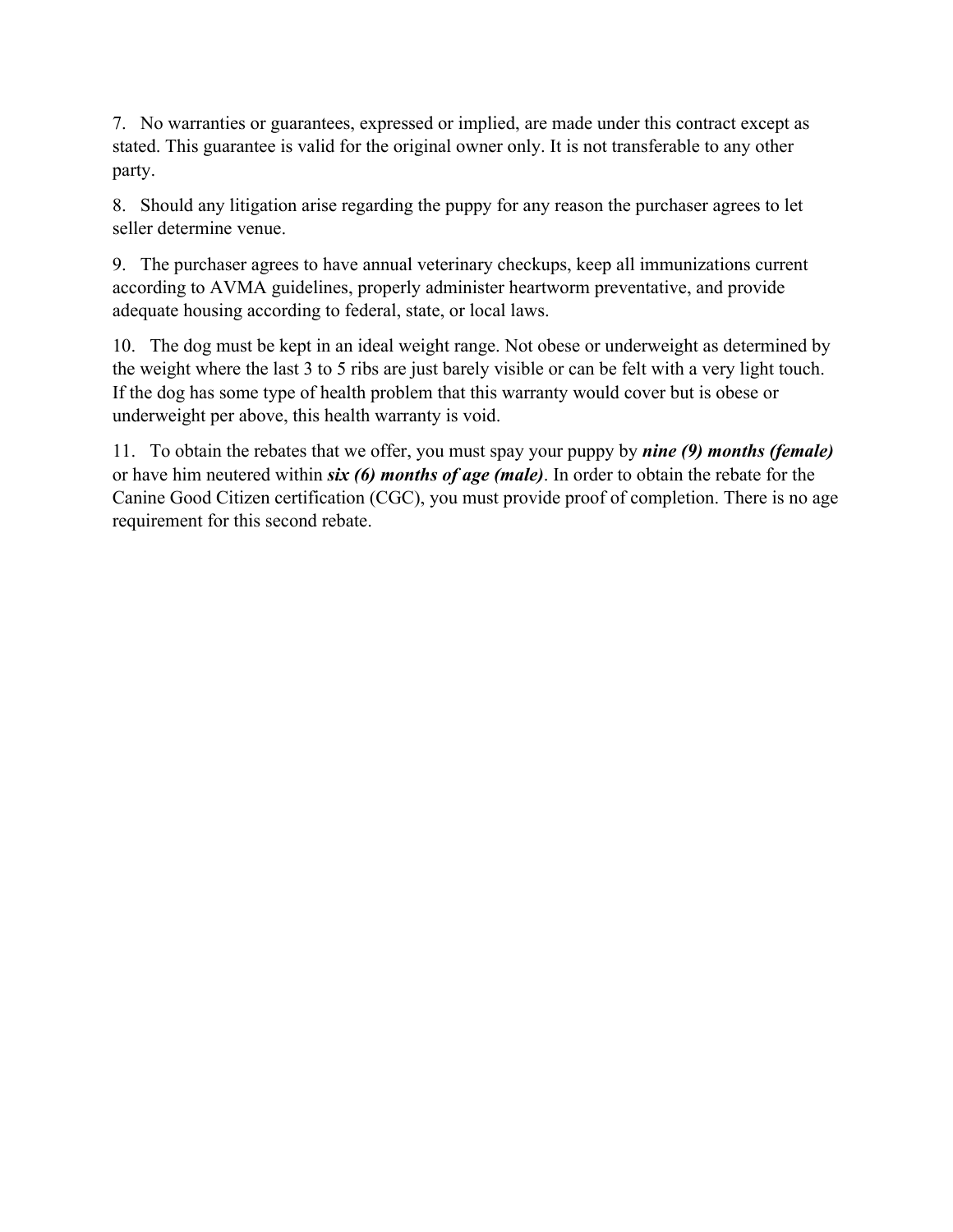7. No warranties or guarantees, expressed or implied, are made under this contract except as stated. This guarantee is valid for the original owner only. It is not transferable to any other party.

8. Should any litigation arise regarding the puppy for any reason the purchaser agrees to let seller determine venue.

9. The purchaser agrees to have annual veterinary checkups, keep all immunizations current according to AVMA guidelines, properly administer heartworm preventative, and provide adequate housing according to federal, state, or local laws.

10. The dog must be kept in an ideal weight range. Not obese or underweight as determined by the weight where the last 3 to 5 ribs are just barely visible or can be felt with a very light touch. If the dog has some type of health problem that this warranty would cover but is obese or underweight per above, this health warranty is void.

11. To obtain the rebates that we offer, you must spay your puppy by ***nine (9) months (female)*** or have him neutered within ***six (6) months of age (male)***. In order to obtain the rebate for the Canine Good Citizen certification (CGC), you must provide proof of completion. There is no age requirement for this second rebate.